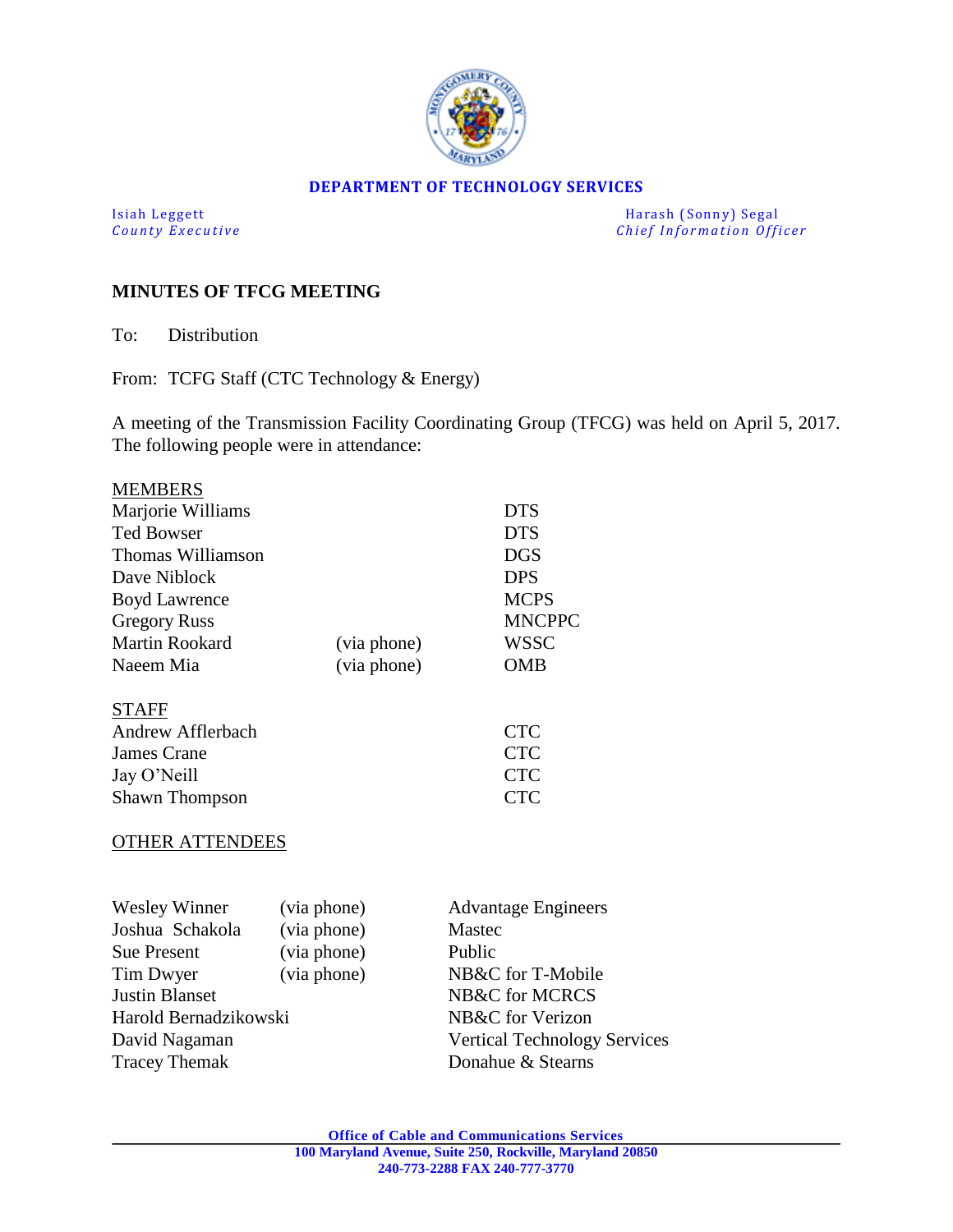**DEPARTMENT OF TECHNOLOGY SERVICES**

Isiah Leggett
*County Executive*

Harash (Sonny) Segal
*Chief Information Officer*

## MINUTES OF TFCG MEETING

To: Distribution

From: TCFG Staff (CTC Technology & Energy)

A meeting of the Transmission Facility Coordinating Group (TFCG) was held on April 5, 2017. The following people were in attendance:

MEMBERS

| | | |
|---|---|---|
| Marjorie Williams | | DTS |
| Ted Bowser | | DTS |
| Thomas Williamson | | DGS |
| Dave Niblock | | DPS |
| Boyd Lawrence | | MCPS |
| Gregory Russ | | MNCPPC |
| Martin Rookard | (via phone) | WSSC |
| Naeem Mia | (via phone) | OMB |

STAFF

| | |
|---|---|
| Andrew Afflerbach | CTC |
| James Crane | CTC |
| Jay O'Neill | CTC |
| Shawn Thompson | CTC |

OTHER ATTENDEES

| | | |
|---|---|---|
| Wesley Winner | (via phone) | Advantage Engineers |
| Joshua Schakola | (via phone) | Mastec |
| Sue Present | (via phone) | Public |
| Tim Dwyer | (via phone) | NB&C for T-Mobile |
| Justin Blanset | | NB&C for MCRCS |
| Harold Bernadzikowski | | NB&C for Verizon |
| David Nagaman | | Vertical Technology Services |
| Tracey Themak | | Donahue & Stearns |

**Office of Cable and Communications Services**
**100 Maryland Avenue, Suite 250, Rockville, Maryland 20850**
**240-773-2288 FAX 240-777-3770**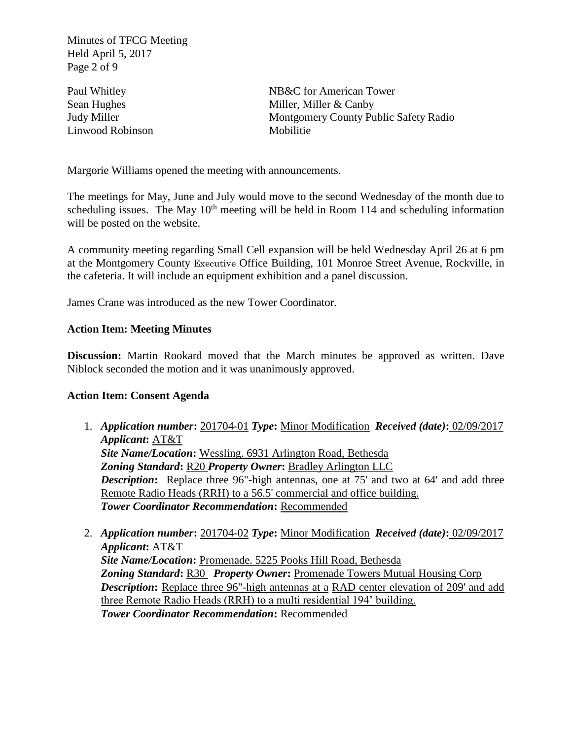| | |
|---|---|
| Paul Whitley | NB&C for American Tower |
| Sean Hughes | Miller, Miller & Canby |
| Judy Miller | Montgomery County Public Safety Radio |
| Linwood Robinson | Mobilitie |

Margorie Williams opened the meeting with announcements.

The meetings for May, June and July would move to the second Wednesday of the month due to scheduling issues. The May 10th meeting will be held in Room 114 and scheduling information will be posted on the website.

A community meeting regarding Small Cell expansion will be held Wednesday April 26 at 6 pm at the Montgomery County Executive Office Building, 101 Monroe Street Avenue, Rockville, in the cafeteria. It will include an equipment exhibition and a panel discussion.

James Crane was introduced as the new Tower Coordinator.

**Action Item: Meeting Minutes**

**Discussion:** Martin Rookard moved that the March minutes be approved as written. Dave Niblock seconded the motion and it was unanimously approved.

**Action Item: Consent Agenda**

1. ***Application number*:** 201704-01 ***Type*:** Minor Modification ***Received (date)*:** 02/09/2017
   ***Applicant*:** AT&T
   ***Site Name/Location*:** Wessling. 6931 Arlington Road, Bethesda
   ***Zoning Standard*:** R20 ***Property Owner*:** Bradley Arlington LLC
   ***Description*:** Replace three 96"-high antennas, one at 75' and two at 64' and add three Remote Radio Heads (RRH) to a 56.5' commercial and office building.
   ***Tower Coordinator Recommendation*:** Recommended

2. ***Application number*:** 201704-02 ***Type*:** Minor Modification ***Received (date)*:** 02/09/2017
   ***Applicant*:** AT&T
   ***Site Name/Location*:** Promenade. 5225 Pooks Hill Road, Bethesda
   ***Zoning Standard*:** R30 ***Property Owner*:** Promenade Towers Mutual Housing Corp
   ***Description*:** Replace three 96"-high antennas at a RAD center elevation of 209' and add three Remote Radio Heads (RRH) to a multi residential 194' building.
   ***Tower Coordinator Recommendation*:** Recommended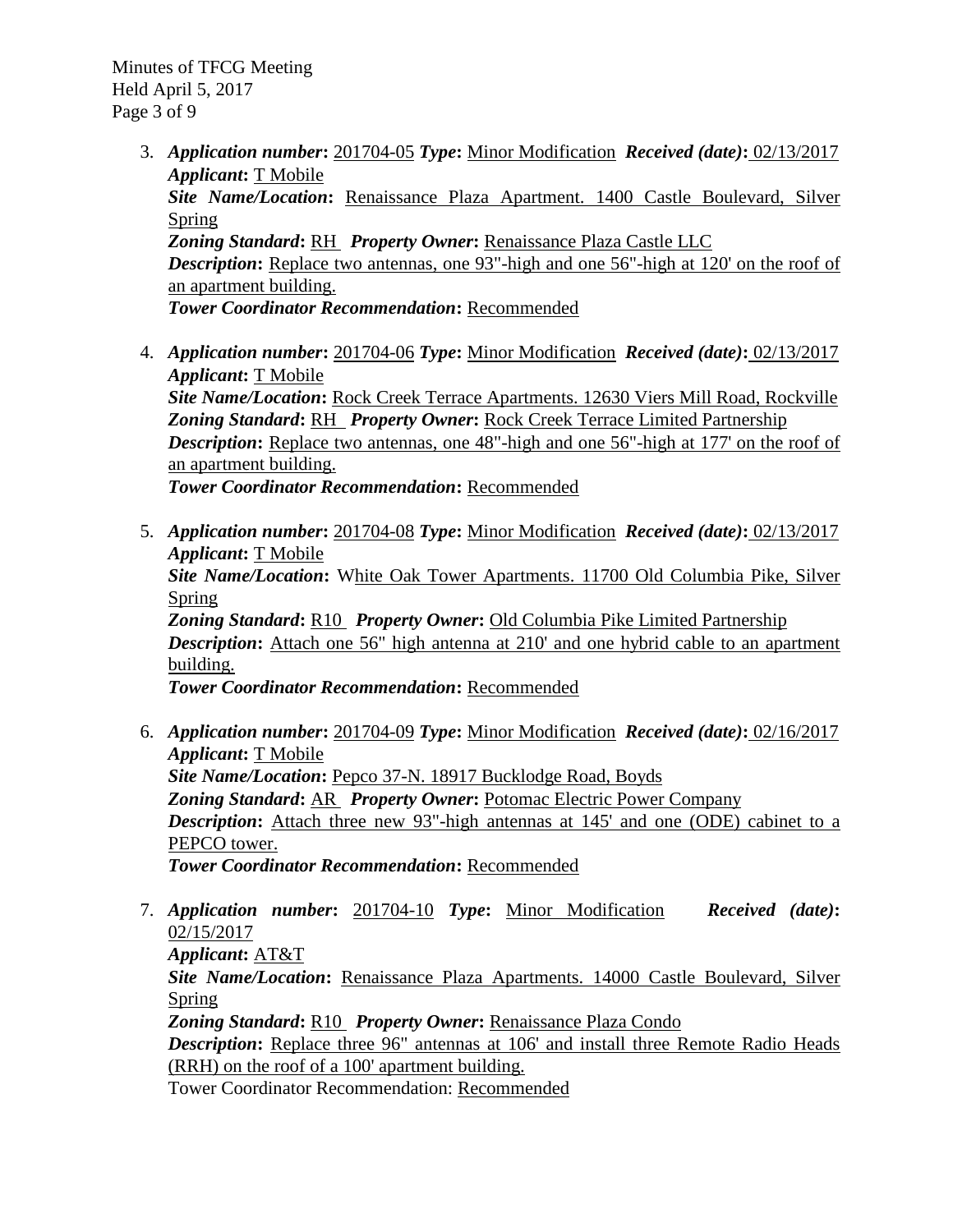3. ***Application number*:** 201704-05 ***Type*:** Minor Modification ***Received (date)*:** 02/13/2017
   ***Applicant*:** T Mobile
   ***Site Name/Location*:** Renaissance Plaza Apartment. 1400 Castle Boulevard, Silver Spring
   ***Zoning Standard*:** RH ***Property Owner*:** Renaissance Plaza Castle LLC
   ***Description*:** Replace two antennas, one 93"-high and one 56"-high at 120' on the roof of an apartment building.
   ***Tower Coordinator Recommendation*:** Recommended

4. ***Application number*:** 201704-06 ***Type*:** Minor Modification ***Received (date)*:** 02/13/2017
   ***Applicant*:** T Mobile
   ***Site Name/Location*:** Rock Creek Terrace Apartments. 12630 Viers Mill Road, Rockville
   ***Zoning Standard*:** RH ***Property Owner*:** Rock Creek Terrace Limited Partnership
   ***Description*:** Replace two antennas, one 48"-high and one 56"-high at 177' on the roof of an apartment building.
   ***Tower Coordinator Recommendation*:** Recommended

5. ***Application number*:** 201704-08 ***Type*:** Minor Modification ***Received (date)*:** 02/13/2017
   ***Applicant*:** T Mobile
   ***Site Name/Location*:** White Oak Tower Apartments. 11700 Old Columbia Pike, Silver Spring
   ***Zoning Standard*:** R10 ***Property Owner*:** Old Columbia Pike Limited Partnership
   ***Description*:** Attach one 56" high antenna at 210' and one hybrid cable to an apartment building.
   ***Tower Coordinator Recommendation*:** Recommended

6. ***Application number*:** 201704-09 ***Type*:** Minor Modification ***Received (date)*:** 02/16/2017
   ***Applicant*:** T Mobile
   ***Site Name/Location*:** Pepco 37-N. 18917 Bucklodge Road, Boyds
   ***Zoning Standard*:** AR ***Property Owner*:** Potomac Electric Power Company
   ***Description*:** Attach three new 93"-high antennas at 145' and one (ODE) cabinet to a PEPCO tower.
   ***Tower Coordinator Recommendation*:** Recommended

7. ***Application number*:** 201704-10 ***Type*:** Minor Modification ***Received (date)*:** 02/15/2017
   ***Applicant*:** AT&T
   ***Site Name/Location*:** Renaissance Plaza Apartments. 14000 Castle Boulevard, Silver Spring
   ***Zoning Standard*:** R10 ***Property Owner*:** Renaissance Plaza Condo
   ***Description*:** Replace three 96" antennas at 106' and install three Remote Radio Heads (RRH) on the roof of a 100' apartment building.
   Tower Coordinator Recommendation: Recommended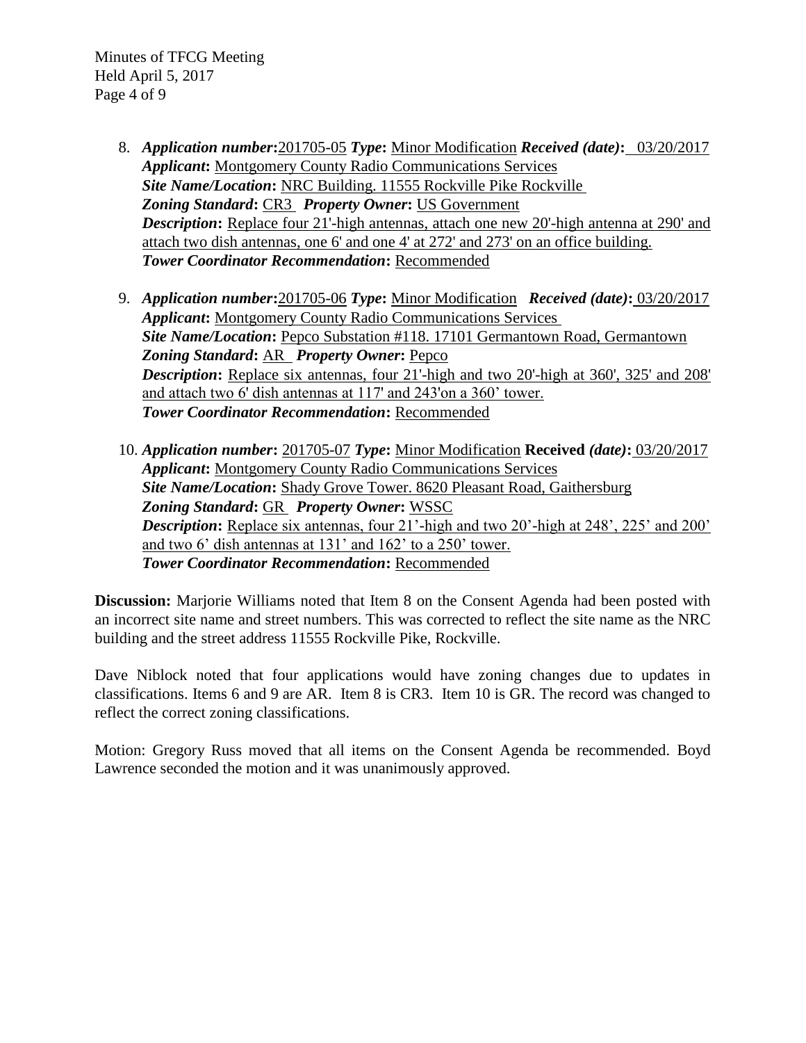8. ***Application number*:**201705-05 ***Type*:** Minor Modification ***Received (date)*:** 03/20/2017
   ***Applicant*:** Montgomery County Radio Communications Services
   ***Site Name/Location*:** NRC Building. 11555 Rockville Pike Rockville
   ***Zoning Standard*:** CR3 ***Property Owner*:** US Government
   ***Description*:** Replace four 21'-high antennas, attach one new 20'-high antenna at 290' and attach two dish antennas, one 6' and one 4' at 272' and 273' on an office building.
   ***Tower Coordinator Recommendation*:** Recommended

9. ***Application number*:**201705-06 ***Type*:** Minor Modification ***Received (date)*:** 03/20/2017
   ***Applicant*:** Montgomery County Radio Communications Services
   ***Site Name/Location*:** Pepco Substation #118. 17101 Germantown Road, Germantown
   ***Zoning Standard*:** AR ***Property Owner*:** Pepco
   ***Description*:** Replace six antennas, four 21'-high and two 20'-high at 360', 325' and 208' and attach two 6' dish antennas at 117' and 243'on a 360' tower.
   ***Tower Coordinator Recommendation*:** Recommended

10. ***Application number*:** 201705-07 ***Type*:** Minor Modification **Received *(date)*:** 03/20/2017
    ***Applicant*:** Montgomery County Radio Communications Services
    ***Site Name/Location*:** Shady Grove Tower. 8620 Pleasant Road, Gaithersburg
    ***Zoning Standard*:** GR ***Property Owner*:** WSSC
    ***Description*:** Replace six antennas, four 21'-high and two 20'-high at 248', 225' and 200' and two 6' dish antennas at 131' and 162' to a 250' tower.
    ***Tower Coordinator Recommendation*:** Recommended

**Discussion:** Marjorie Williams noted that Item 8 on the Consent Agenda had been posted with an incorrect site name and street numbers. This was corrected to reflect the site name as the NRC building and the street address 11555 Rockville Pike, Rockville.

Dave Niblock noted that four applications would have zoning changes due to updates in classifications. Items 6 and 9 are AR. Item 8 is CR3. Item 10 is GR. The record was changed to reflect the correct zoning classifications.

Motion: Gregory Russ moved that all items on the Consent Agenda be recommended. Boyd Lawrence seconded the motion and it was unanimously approved.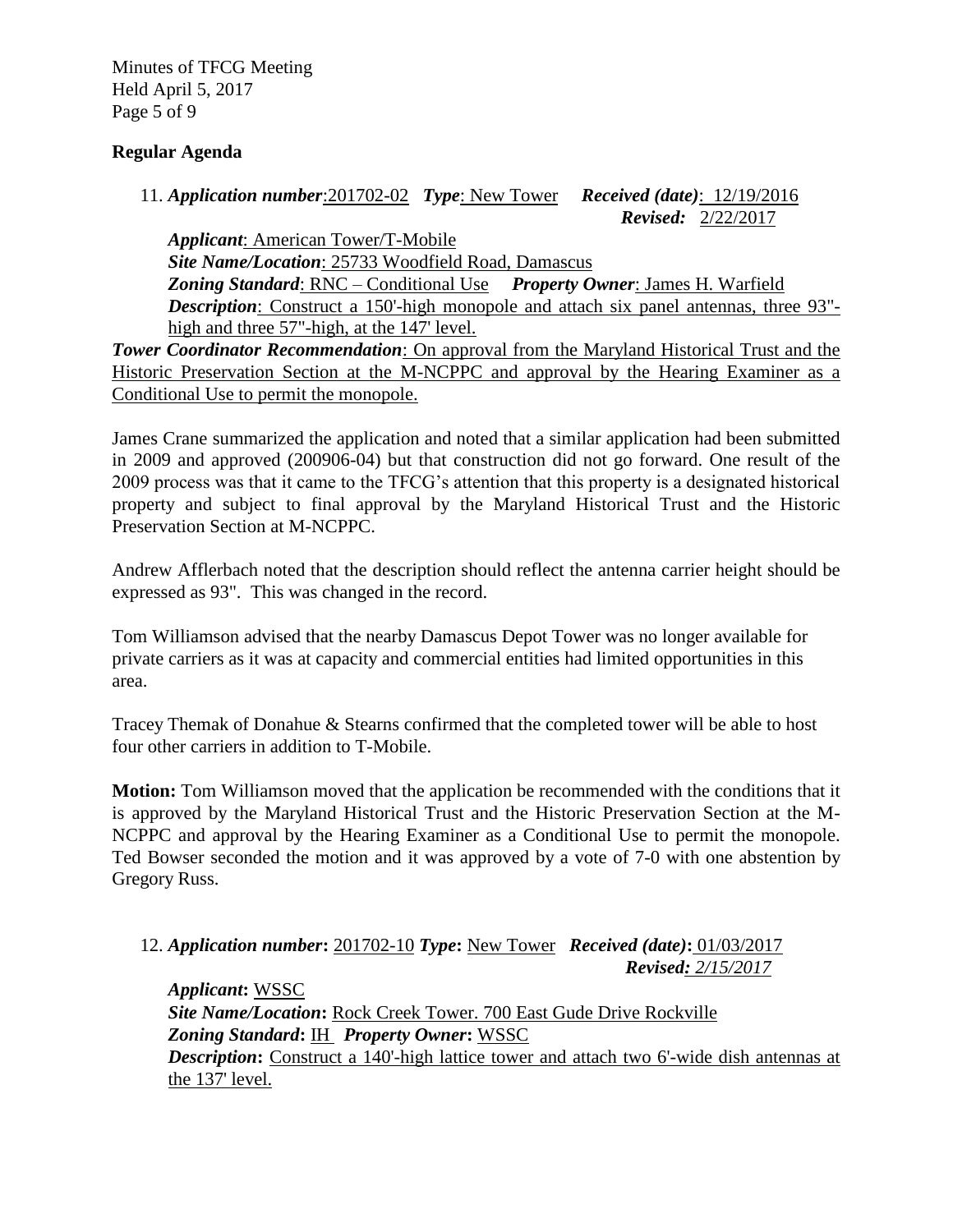**Regular Agenda**

11. ***Application number***: 201702-02 ***Type***: New Tower ***Received (date)***: 12/19/2016 ***Revised:*** 2/22/2017

    ***Applicant***: American Tower/T-Mobile
    ***Site Name/Location***: 25733 Woodfield Road, Damascus
    ***Zoning Standard***: RNC – Conditional Use ***Property Owner***: James H. Warfield
    ***Description***: Construct a 150'-high monopole and attach six panel antennas, three 93"-high and three 57"-high, at the 147' level.

***Tower Coordinator Recommendation***: On approval from the Maryland Historical Trust and the Historic Preservation Section at the M-NCPPC and approval by the Hearing Examiner as a Conditional Use to permit the monopole.

James Crane summarized the application and noted that a similar application had been submitted in 2009 and approved (200906-04) but that construction did not go forward. One result of the 2009 process was that it came to the TFCG's attention that this property is a designated historical property and subject to final approval by the Maryland Historical Trust and the Historic Preservation Section at M-NCPPC.

Andrew Afflerbach noted that the description should reflect the antenna carrier height should be expressed as 93". This was changed in the record.

Tom Williamson advised that the nearby Damascus Depot Tower was no longer available for private carriers as it was at capacity and commercial entities had limited opportunities in this area.

Tracey Themak of Donahue & Stearns confirmed that the completed tower will be able to host four other carriers in addition to T-Mobile.

**Motion:** Tom Williamson moved that the application be recommended with the conditions that it is approved by the Maryland Historical Trust and the Historic Preservation Section at the M-NCPPC and approval by the Hearing Examiner as a Conditional Use to permit the monopole. Ted Bowser seconded the motion and it was approved by a vote of 7-0 with one abstention by Gregory Russ.

12. ***Application number*:** 201702-10 ***Type*:** New Tower ***Received (date)*:** 01/03/2017 ***Revised:*** *2/15/2017*

    ***Applicant*:** WSSC
    ***Site Name/Location*:** Rock Creek Tower. 700 East Gude Drive Rockville
    ***Zoning Standard*:** IH ***Property Owner*:** WSSC
    ***Description*:** Construct a 140'-high lattice tower and attach two 6'-wide dish antennas at the 137' level.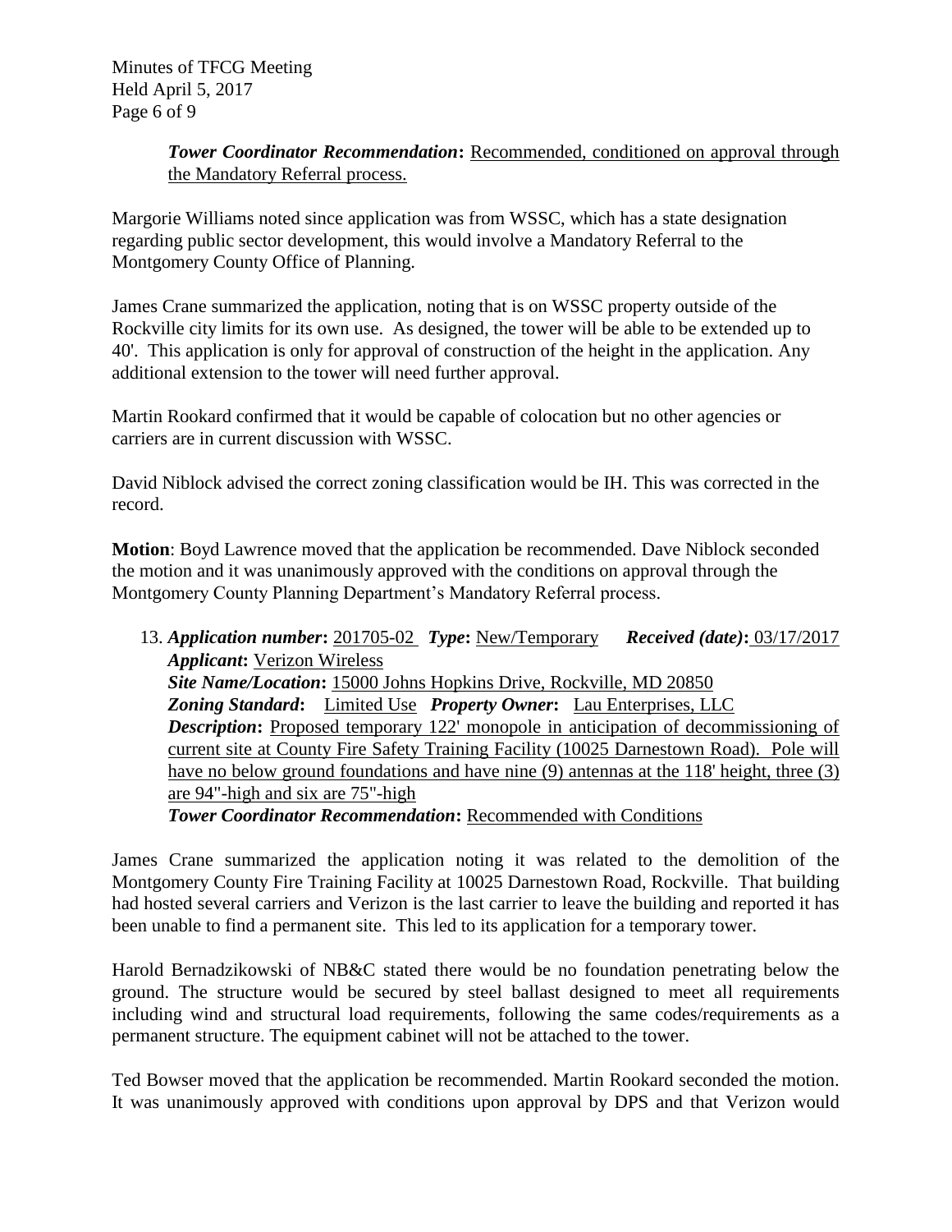***Tower Coordinator Recommendation*:** Recommended, conditioned on approval through the Mandatory Referral process.

Margorie Williams noted since application was from WSSC, which has a state designation regarding public sector development, this would involve a Mandatory Referral to the Montgomery County Office of Planning.

James Crane summarized the application, noting that is on WSSC property outside of the Rockville city limits for its own use. As designed, the tower will be able to be extended up to 40'. This application is only for approval of construction of the height in the application. Any additional extension to the tower will need further approval.

Martin Rookard confirmed that it would be capable of colocation but no other agencies or carriers are in current discussion with WSSC.

David Niblock advised the correct zoning classification would be IH. This was corrected in the record.

**Motion**: Boyd Lawrence moved that the application be recommended. Dave Niblock seconded the motion and it was unanimously approved with the conditions on approval through the Montgomery County Planning Department's Mandatory Referral process.

13. ***Application number*:** 201705-02 ***Type*:** New/Temporary ***Received (date)*:** 03/17/2017
    ***Applicant*:** Verizon Wireless
    ***Site Name/Location*:** 15000 Johns Hopkins Drive, Rockville, MD 20850
    ***Zoning Standard*:** Limited Use ***Property Owner*:** Lau Enterprises, LLC
    ***Description*:** Proposed temporary 122' monopole in anticipation of decommissioning of current site at County Fire Safety Training Facility (10025 Darnestown Road). Pole will have no below ground foundations and have nine (9) antennas at the 118' height, three (3) are 94"-high and six are 75"-high
    ***Tower Coordinator Recommendation*:** Recommended with Conditions

James Crane summarized the application noting it was related to the demolition of the Montgomery County Fire Training Facility at 10025 Darnestown Road, Rockville. That building had hosted several carriers and Verizon is the last carrier to leave the building and reported it has been unable to find a permanent site. This led to its application for a temporary tower.

Harold Bernadzikowski of NB&C stated there would be no foundation penetrating below the ground. The structure would be secured by steel ballast designed to meet all requirements including wind and structural load requirements, following the same codes/requirements as a permanent structure. The equipment cabinet will not be attached to the tower.

Ted Bowser moved that the application be recommended. Martin Rookard seconded the motion. It was unanimously approved with conditions upon approval by DPS and that Verizon would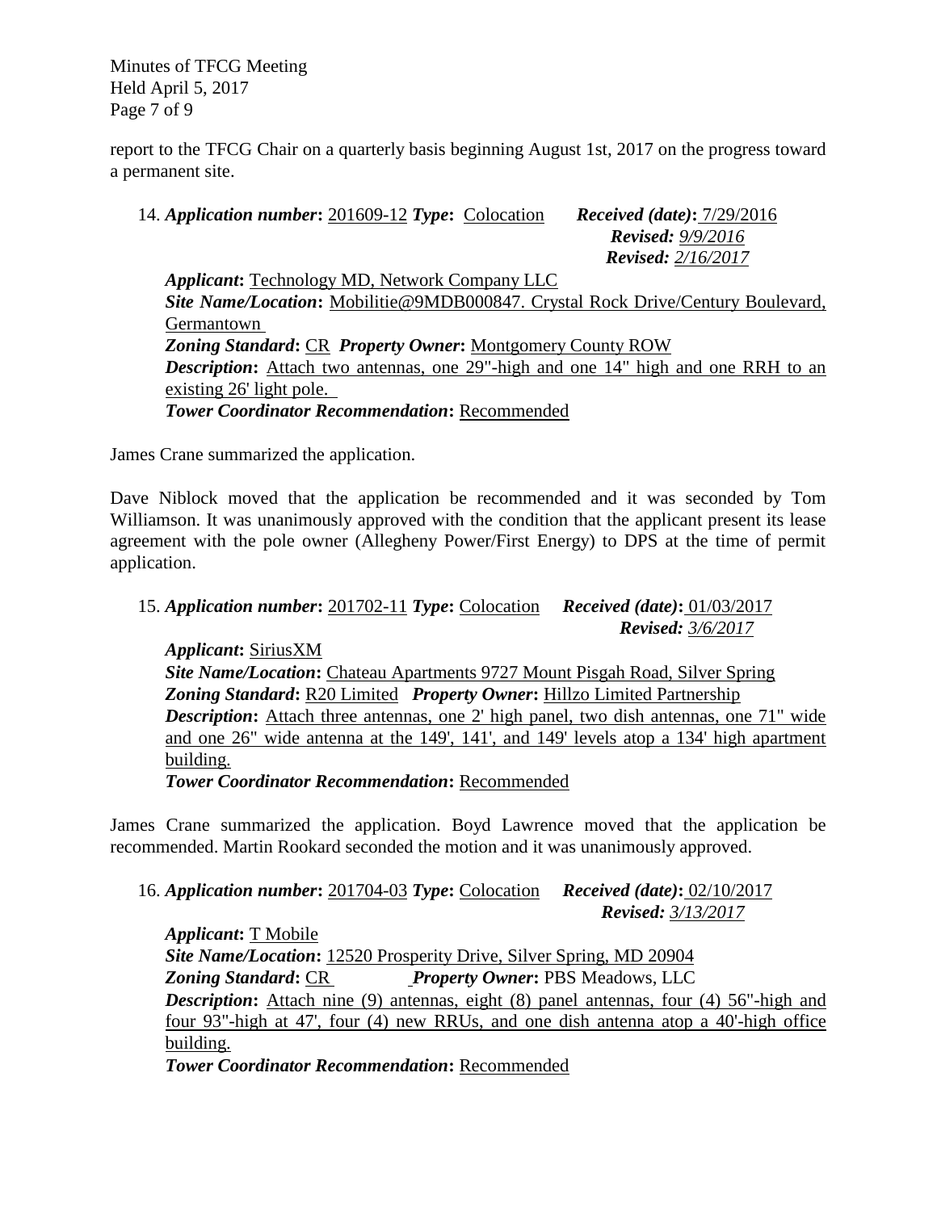report to the TFCG Chair on a quarterly basis beginning August 1st, 2017 on the progress toward a permanent site.

14. ***Application number*:** 201609-12 ***Type*:** Colocation ***Received (date)*:** 7/29/2016
***Revised:*** *9/9/2016*
***Revised:*** *2/16/2017*

***Applicant*:** Technology MD, Network Company LLC
***Site Name/Location*:** Mobilitie@9MDB000847. Crystal Rock Drive/Century Boulevard, Germantown
***Zoning Standard*:** CR ***Property Owner*:** Montgomery County ROW
***Description*:** Attach two antennas, one 29"-high and one 14" high and one RRH to an existing 26' light pole.
***Tower Coordinator Recommendation*:** Recommended

James Crane summarized the application.

Dave Niblock moved that the application be recommended and it was seconded by Tom Williamson. It was unanimously approved with the condition that the applicant present its lease agreement with the pole owner (Allegheny Power/First Energy) to DPS at the time of permit application.

15. ***Application number*:** 201702-11 ***Type*:** Colocation ***Received (date)*:** 01/03/2017
***Revised:*** *3/6/2017*

***Applicant*:** SiriusXM
***Site Name/Location*:** Chateau Apartments 9727 Mount Pisgah Road, Silver Spring
***Zoning Standard*:** R20 Limited ***Property Owner*:** Hillzo Limited Partnership
***Description*:** Attach three antennas, one 2' high panel, two dish antennas, one 71" wide and one 26" wide antenna at the 149', 141', and 149' levels atop a 134' high apartment building.
***Tower Coordinator Recommendation*:** Recommended

James Crane summarized the application. Boyd Lawrence moved that the application be recommended. Martin Rookard seconded the motion and it was unanimously approved.

16. ***Application number*:** 201704-03 ***Type*:** Colocation ***Received (date)*:** 02/10/2017
***Revised:*** *3/13/2017*

***Applicant*:** T Mobile
***Site Name/Location*:** 12520 Prosperity Drive, Silver Spring, MD 20904
***Zoning Standard*:** CR ***Property Owner*:** PBS Meadows, LLC
***Description*:** Attach nine (9) antennas, eight (8) panel antennas, four (4) 56"-high and four 93"-high at 47', four (4) new RRUs, and one dish antenna atop a 40'-high office building.
***Tower Coordinator Recommendation*:** Recommended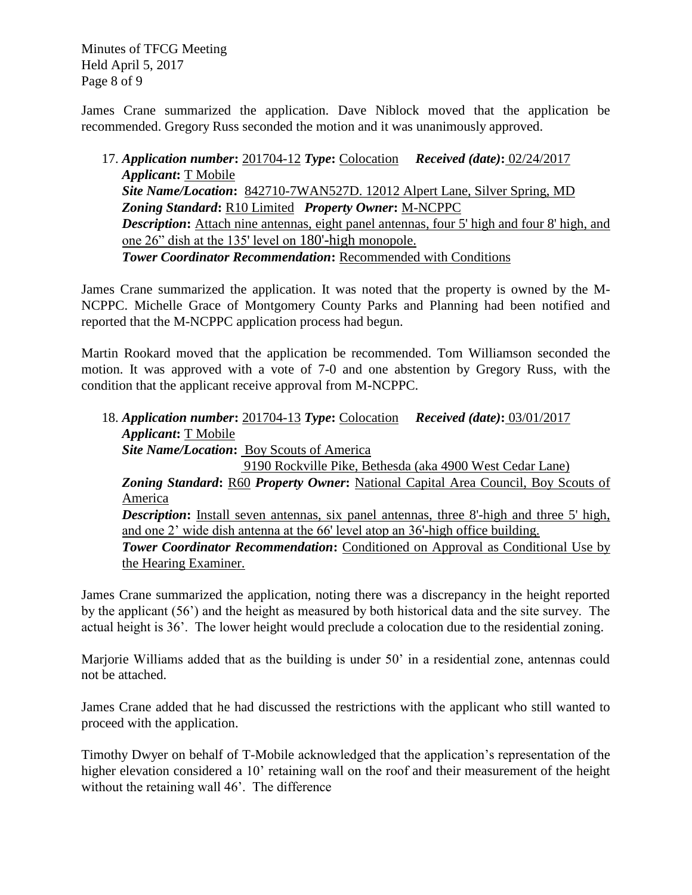James Crane summarized the application. Dave Niblock moved that the application be recommended. Gregory Russ seconded the motion and it was unanimously approved.

17. ***Application number*:** 201704-12 ***Type*:** Colocation ***Received (date)*:** 02/24/2017
***Applicant*:** T Mobile
***Site Name/Location*:** 842710-7WAN527D. 12012 Alpert Lane, Silver Spring, MD
***Zoning Standard*:** R10 Limited ***Property Owner*:** M-NCPPC
***Description*:** Attach nine antennas, eight panel antennas, four 5' high and four 8' high, and one 26" dish at the 135' level on 180'-high monopole.
***Tower Coordinator Recommendation*:** Recommended with Conditions

James Crane summarized the application. It was noted that the property is owned by the M-NCPPC. Michelle Grace of Montgomery County Parks and Planning had been notified and reported that the M-NCPPC application process had begun.

Martin Rookard moved that the application be recommended. Tom Williamson seconded the motion. It was approved with a vote of 7-0 and one abstention by Gregory Russ, with the condition that the applicant receive approval from M-NCPPC.

18. ***Application number*:** 201704-13 ***Type*:** Colocation ***Received (date)*:** 03/01/2017
***Applicant*:** T Mobile
***Site Name/Location*:** Boy Scouts of America
9190 Rockville Pike, Bethesda (aka 4900 West Cedar Lane)
***Zoning Standard*:** R60 ***Property Owner*:** National Capital Area Council, Boy Scouts of America
***Description*:** Install seven antennas, six panel antennas, three 8'-high and three 5' high, and one 2' wide dish antenna at the 66' level atop an 36'-high office building.
***Tower Coordinator Recommendation*:** Conditioned on Approval as Conditional Use by the Hearing Examiner.

James Crane summarized the application, noting there was a discrepancy in the height reported by the applicant (56') and the height as measured by both historical data and the site survey. The actual height is 36'. The lower height would preclude a colocation due to the residential zoning.

Marjorie Williams added that as the building is under 50' in a residential zone, antennas could not be attached.

James Crane added that he had discussed the restrictions with the applicant who still wanted to proceed with the application.

Timothy Dwyer on behalf of T-Mobile acknowledged that the application's representation of the higher elevation considered a 10' retaining wall on the roof and their measurement of the height without the retaining wall 46'. The difference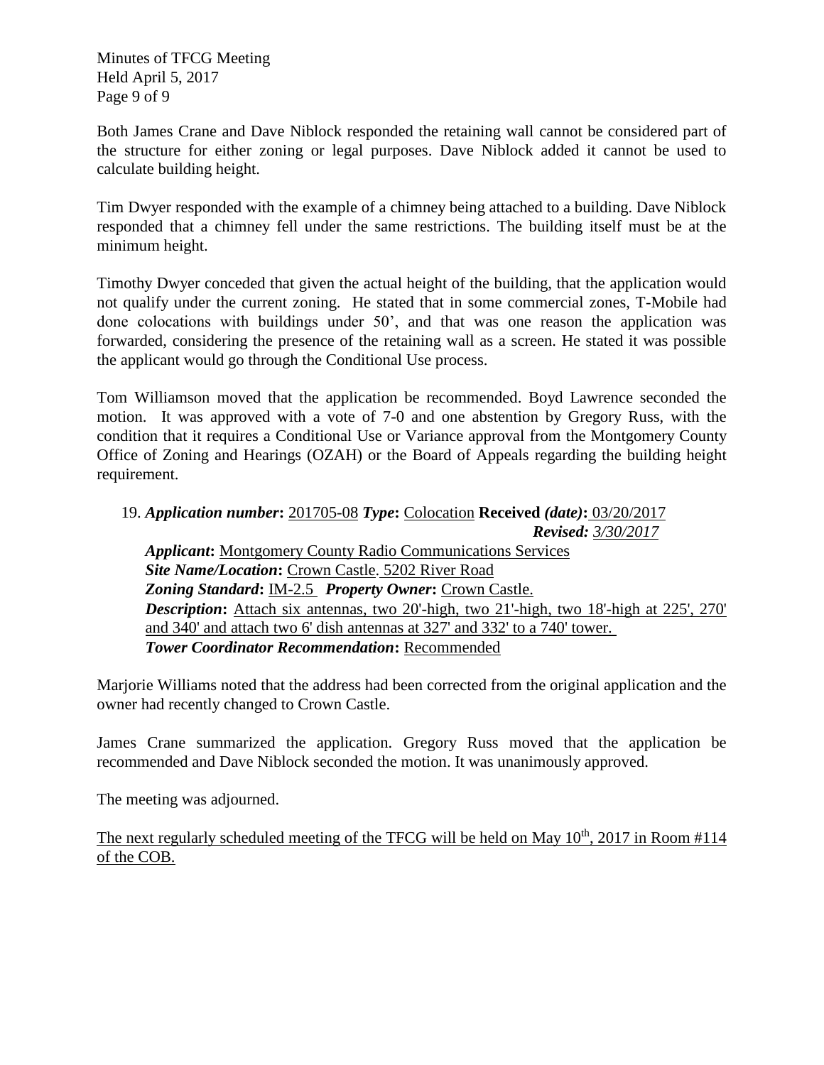Both James Crane and Dave Niblock responded the retaining wall cannot be considered part of the structure for either zoning or legal purposes. Dave Niblock added it cannot be used to calculate building height.

Tim Dwyer responded with the example of a chimney being attached to a building. Dave Niblock responded that a chimney fell under the same restrictions. The building itself must be at the minimum height.

Timothy Dwyer conceded that given the actual height of the building, that the application would not qualify under the current zoning. He stated that in some commercial zones, T-Mobile had done colocations with buildings under 50', and that was one reason the application was forwarded, considering the presence of the retaining wall as a screen. He stated it was possible the applicant would go through the Conditional Use process.

Tom Williamson moved that the application be recommended. Boyd Lawrence seconded the motion. It was approved with a vote of 7-0 and one abstention by Gregory Russ, with the condition that it requires a Conditional Use or Variance approval from the Montgomery County Office of Zoning and Hearings (OZAH) or the Board of Appeals regarding the building height requirement.

19. ***Application number*:** 201705-08 ***Type*:** Colocation **Received *(date)*:** 03/20/2017
***Revised:*** *3/30/2017*
***Applicant*:** Montgomery County Radio Communications Services
***Site Name/Location*:** Crown Castle. 5202 River Road
***Zoning Standard*:** IM-2.5 ***Property Owner*:** Crown Castle.
***Description*:** Attach six antennas, two 20'-high, two 21'-high, two 18'-high at 225', 270' and 340' and attach two 6' dish antennas at 327' and 332' to a 740' tower.
***Tower Coordinator Recommendation*:** Recommended

Marjorie Williams noted that the address had been corrected from the original application and the owner had recently changed to Crown Castle.

James Crane summarized the application. Gregory Russ moved that the application be recommended and Dave Niblock seconded the motion. It was unanimously approved.

The meeting was adjourned.

The next regularly scheduled meeting of the TFCG will be held on May 10th, 2017 in Room #114 of the COB.